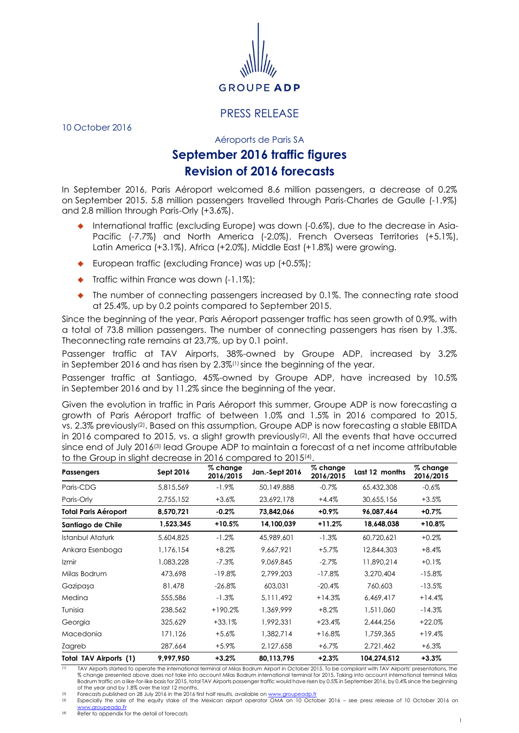GROUPE ADP

# PRESS RELEASE

10 October 2016

Aéroports de Paris SA

## September 2016 traffic figures
## Revision of 2016 forecasts

In September 2016, Paris Aéroport welcomed 8.6 million passengers, a decrease of 0.2% on September 2015. 5.8 million passengers travelled through Paris-Charles de Gaulle (-1.9%) and 2.8 million through Paris-Orly (+3.6%).

- International traffic (excluding Europe) was down (-0.6%), due to the decrease in Asia-Pacific (-7.7%) and North America (-2.0%). French Overseas Territories (+5.1%), Latin America (+3.1%), Africa (+2.0%), Middle East (+1.8%) were growing.
- European traffic (excluding France) was up (+0.5%);
- Traffic within France was down (-1.1%);
- The number of connecting passengers increased by 0.1%. The connecting rate stood at 25.4%, up by 0.2 points compared to September 2015.

Since the beginning of the year, Paris Aéroport passenger traffic has seen growth of 0.9%, with a total of 73.8 million passengers. The number of connecting passengers has risen by 1.3%. Theconnecting rate remains at 23,7%, up by 0.1 point.

Passenger traffic at TAV Airports, 38%-owned by Groupe ADP, increased by 3.2% in September 2016 and has risen by 2.3%[1] since the beginning of the year.

Passenger traffic at Santiago, 45%-owned by Groupe ADP, have increased by 10.5% in September 2016 and by 11.2% since the beginning of the year.

Given the evolution in traffic in Paris Aéroport this summer, Groupe ADP is now forecasting a growth of Paris Aéroport traffic of between 1.0% and 1.5% in 2016 compared to 2015, vs. 2.3% previously[2]. Based on this assumption, Groupe ADP is now forecasting a stable EBITDA in 2016 compared to 2015, vs. a slight growth previously[2]. All the events that have occurred since end of July 2016[3] lead Groupe ADP to maintain a forecast of a net income attributable to the Group in slight decrease in 2016 compared to 2015[4].

| Passengers | Sept 2016 | % change 2016/2015 | Jan.-Sept 2016 | % change 2016/2015 | Last 12 months | % change 2016/2015 |
|---|---|---|---|---|---|---|
| Paris-CDG | 5,815,569 | -1.9% | 50,149,888 | -0.7% | 65,432,308 | -0.6% |
| Paris-Orly | 2,755,152 | +3.6% | 23,692,178 | +4.4% | 30,655,156 | +3.5% |
| **Total Paris Aéroport** | **8,570,721** | **-0.2%** | **73,842,066** | **+0.9%** | **96,087,464** | **+0.7%** |
| **Santiago de Chile** | **1,523,345** | **+10.5%** | **14,100,039** | **+11.2%** | **18,648,038** | **+10.8%** |
| Istanbul Ataturk | 5,604,825 | -1.2% | 45,989,601 | -1.3% | 60,720,621 | +0.2% |
| Ankara Esenboga | 1,176,154 | +8.2% | 9,667,921 | +5.7% | 12,844,303 | +8.4% |
| Izmir | 1,083,228 | -7.3% | 9,069,845 | -2.7% | 11,890,214 | +0.1% |
| Milas Bodrum | 473,698 | -19.8% | 2,799,203 | -17.8% | 3,270,404 | -15.8% |
| Gazipaşa | 81,478 | -26.8% | 603,031 | -20.4% | 760,603 | -13.5% |
| Medina | 555,586 | -1.3% | 5,111,492 | +14.3% | 6,469,417 | +14.4% |
| Tunisia | 238,562 | +190.2% | 1,369,999 | +8.2% | 1,511,060 | -14.3% |
| Georgia | 325,629 | +33.1% | 1,992,331 | +23.4% | 2,444,256 | +22.0% |
| Macedonia | 171,126 | +5.6% | 1,382,714 | +16.8% | 1,759,365 | +19.4% |
| Zagreb | 287,664 | +5.9% | 2,127,658 | +6.7% | 2,721,462 | +6.3% |
| **Total TAV Airports (1)** | **9,997,950** | **+3.2%** | **80,113,795** | **+2.3%** | **104,274,512** | **+3.3%** |

(1) TAV Airports started to operate the international terminal of Milas Bodrum Airport in October 2015. To be compliant with TAV Airports' presentations, the % change presented above does not take into account Milas Bodrum international terminal for 2015. Taking into account international terminal Milas Bodrum traffic on a like-for-like basis for 2015, total TAV Airports passenger traffic would have risen by 0.5% in September 2016, by 0.4% since the beginning of the year and by 1.8% over the last 12 months.

(2) Forecasts published on 28 July 2016 in the 2016 first half results, available on www.groupeadp.fr

(3) Especially the sale of the equity stake of the Mexican airport operator OMA on 10 October 2016 – see press release of 10 October 2016 on www.groupeadp.Fr

(4) Refer to appendix for the detail of forecasts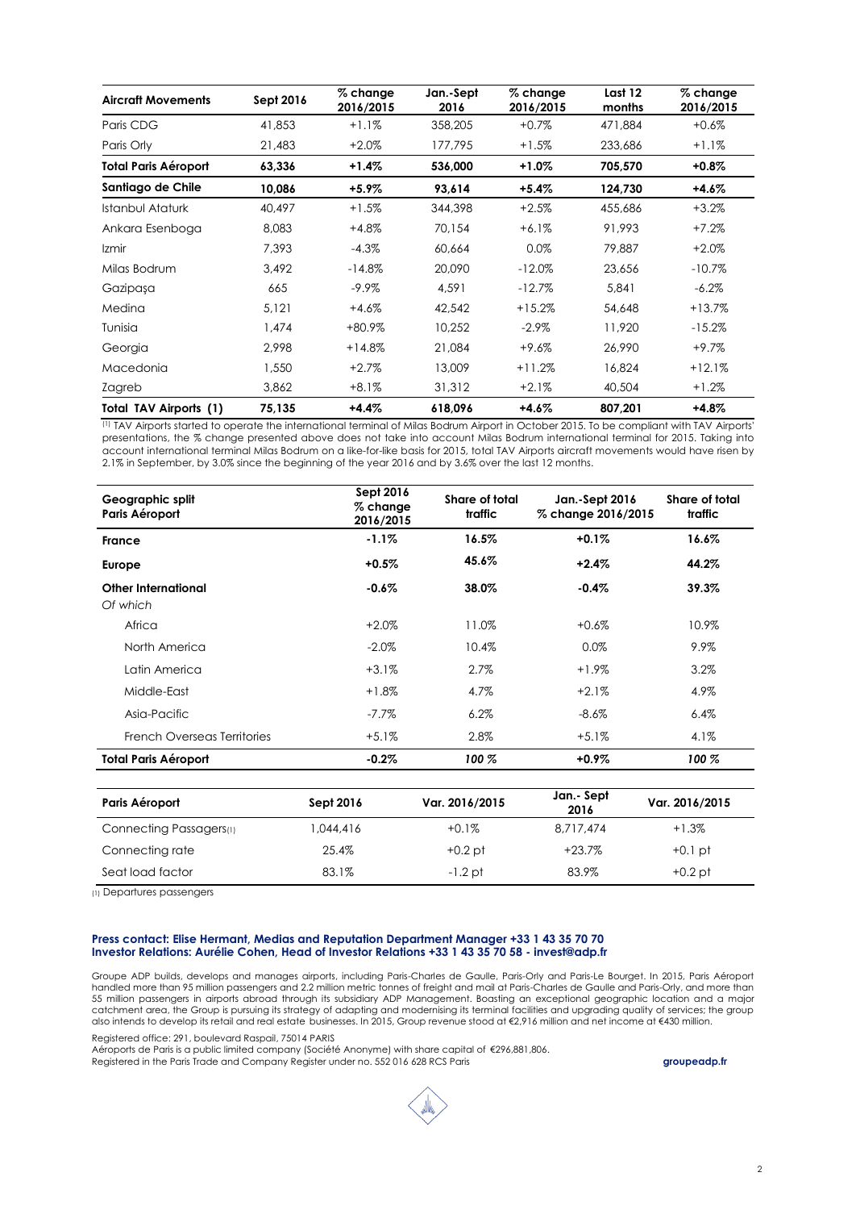| Aircraft Movements | Sept 2016 | % change 2016/2015 | Jan.-Sept 2016 | % change 2016/2015 | Last 12 months | % change 2016/2015 |
|---|---|---|---|---|---|---|
| Paris CDG | 41,853 | +1.1% | 358,205 | +0.7% | 471,884 | +0.6% |
| Paris Orly | 21,483 | +2.0% | 177,795 | +1.5% | 233,686 | +1.1% |
| **Total Paris Aéroport** | **63,336** | **+1.4%** | **536,000** | **+1.0%** | **705,570** | **+0.8%** |
| **Santiago de Chile** | **10,086** | **+5.9%** | **93,614** | **+5.4%** | **124,730** | **+4.6%** |
| Istanbul Ataturk | 40,497 | +1.5% | 344,398 | +2.5% | 455,686 | +3.2% |
| Ankara Esenboga | 8,083 | +4.8% | 70,154 | +6.1% | 91,993 | +7.2% |
| Izmir | 7,393 | -4.3% | 60,664 | 0.0% | 79,887 | +2.0% |
| Milas Bodrum | 3,492 | -14.8% | 20,090 | -12.0% | 23,656 | -10.7% |
| Gazipaşa | 665 | -9.9% | 4,591 | -12.7% | 5,841 | -6.2% |
| Medina | 5,121 | +4.6% | 42,542 | +15.2% | 54,648 | +13.7% |
| Tunisia | 1,474 | +80.9% | 10,252 | -2.9% | 11,920 | -15.2% |
| Georgia | 2,998 | +14.8% | 21,084 | +9.6% | 26,990 | +9.7% |
| Macedonia | 1,550 | +2.7% | 13,009 | +11.2% | 16,824 | +12.1% |
| Zagreb | 3,862 | +8.1% | 31,312 | +2.1% | 40,504 | +1.2% |
| **Total TAV Airports (1)** | **75,135** | **+4.4%** | **618,096** | **+4.6%** | **807,201** | **+4.8%** |

[1] TAV Airports started to operate the international terminal of Milas Bodrum Airport in October 2015. To be compliant with TAV Airports' presentations, the % change presented above does not take into account Milas Bodrum international terminal for 2015. Taking into account international terminal Milas Bodrum on a like-for-like basis for 2015, total TAV Airports aircraft movements would have risen by 2.1% in September, by 3.0% since the beginning of the year 2016 and by 3.6% over the last 12 months.

| Geographic split Paris Aéroport | Sept 2016 % change 2016/2015 | Share of total traffic | Jan.-Sept 2016 % change 2016/2015 | Share of total traffic |
|---|---|---|---|---|
| **France** | **-1.1%** | **16.5%** | **+0.1%** | **16.6%** |
| **Europe** | **+0.5%** | **45.6%** | **+2.4%** | **44.2%** |
| **Other International** | **-0.6%** | **38.0%** | **-0.4%** | **39.3%** |
| *Of which* | | | | |
| Africa | +2.0% | 11.0% | +0.6% | 10.9% |
| North America | -2.0% | 10.4% | 0.0% | 9.9% |
| Latin America | +3.1% | 2.7% | +1.9% | 3.2% |
| Middle-East | +1.8% | 4.7% | +2.1% | 4.9% |
| Asia-Pacific | -7.7% | 6.2% | -8.6% | 6.4% |
| French Overseas Territories | +5.1% | 2.8% | +5.1% | 4.1% |
| **Total Paris Aéroport** | **-0.2%** | ***100 %*** | **+0.9%** | ***100 %*** |

| Paris Aéroport | Sept 2016 | Var. 2016/2015 | Jan.- Sept 2016 | Var. 2016/2015 |
|---|---|---|---|---|
| Connecting Passagers[1] | 1,044,416 | +0.1% | 8,717,474 | +1.3% |
| Connecting rate | 25.4% | +0.2 pt | +23.7% | +0.1 pt |
| Seat load factor | 83.1% | -1.2 pt | 83.9% | +0.2 pt |

[1] Departures passengers

**Press contact: Elise Hermant, Medias and Reputation Department Manager +33 1 43 35 70 70**
**Investor Relations: Aurélie Cohen, Head of Investor Relations +33 1 43 35 70 58 - invest@adp.fr**

Groupe ADP builds, develops and manages airports, including Paris-Charles de Gaulle, Paris-Orly and Paris-Le Bourget. In 2015, Paris Aéroport handled more than 95 million passengers and 2.2 million metric tonnes of freight and mail at Paris-Charles de Gaulle and Paris-Orly, and more than 55 million passengers in airports abroad through its subsidiary ADP Management. Boasting an exceptional geographic location and a major catchment area, the Group is pursuing its strategy of adapting and modernising its terminal facilities and upgrading quality of services; the group also intends to develop its retail and real estate businesses. In 2015, Group revenue stood at €2,916 million and net income at €430 million.

Registered office: 291, boulevard Raspail, 75014 PARIS
Aéroports de Paris is a public limited company (Société Anonyme) with share capital of €296,881,806.
Registered in the Paris Trade and Company Register under no. 552 016 628 RCS Paris

**groupeadp.fr**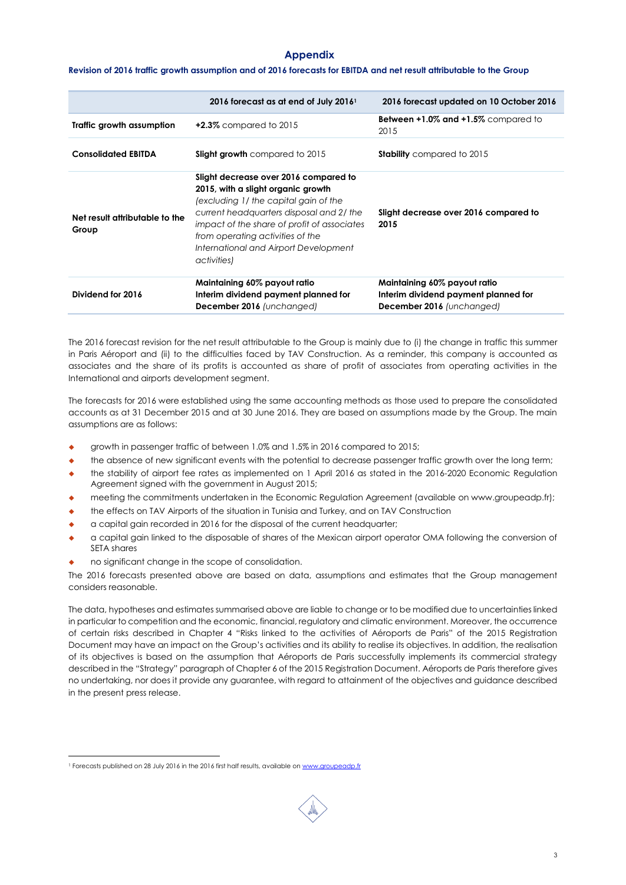## Appendix

### Revision of 2016 traffic growth assumption and of 2016 forecasts for EBITDA and net result attributable to the Group

| | 2016 forecast as at end of July 2016[1] | 2016 forecast updated on 10 October 2016 |
|---|---|---|
| **Traffic growth assumption** | **+2.3%** compared to 2015 | **Between +1.0% and +1.5%** compared to 2015 |
| **Consolidated EBITDA** | **Slight growth** compared to 2015 | **Stability** compared to 2015 |
| **Net result attributable to the Group** | **Slight decrease over 2016 compared to 2015, with a slight organic growth** *(excluding 1/ the capital gain of the current headquarters disposal and 2/ the impact of the share of profit of associates from operating activities of the International and Airport Development activities)* | **Slight decrease over 2016 compared to 2015** |
| **Dividend for 2016** | **Maintaining 60% payout ratio Interim dividend payment planned for December 2016** *(unchanged)* | **Maintaining 60% payout ratio Interim dividend payment planned for December 2016** *(unchanged)* |

The 2016 forecast revision for the net result attributable to the Group is mainly due to (i) the change in traffic this summer in Paris Aéroport and (ii) to the difficulties faced by TAV Construction. As a reminder, this company is accounted as associates and the share of its profits is accounted as share of profit of associates from operating activities in the International and airports development segment.

The forecasts for 2016 were established using the same accounting methods as those used to prepare the consolidated accounts as at 31 December 2015 and at 30 June 2016. They are based on assumptions made by the Group. The main assumptions are as follows:

- growth in passenger traffic of between 1.0% and 1.5% in 2016 compared to 2015;
- the absence of new significant events with the potential to decrease passenger traffic growth over the long term;
- the stability of airport fee rates as implemented on 1 April 2016 as stated in the 2016-2020 Economic Regulation Agreement signed with the government in August 2015;
- meeting the commitments undertaken in the Economic Regulation Agreement (available on www.groupeadp.fr);
- the effects on TAV Airports of the situation in Tunisia and Turkey, and on TAV Construction
- a capital gain recorded in 2016 for the disposal of the current headquarter;
- a capital gain linked to the disposable of shares of the Mexican airport operator OMA following the conversion of SETA shares
- no significant change in the scope of consolidation.

The 2016 forecasts presented above are based on data, assumptions and estimates that the Group management considers reasonable.

The data, hypotheses and estimates summarised above are liable to change or to be modified due to uncertainties linked in particular to competition and the economic, financial, regulatory and climatic environment. Moreover, the occurrence of certain risks described in Chapter 4 "Risks linked to the activities of Aéroports de Paris" of the 2015 Registration Document may have an impact on the Group's activities and its ability to realise its objectives. In addition, the realisation of its objectives is based on the assumption that Aéroports de Paris successfully implements its commercial strategy described in the "Strategy" paragraph of Chapter 6 of the 2015 Registration Document. Aéroports de Paris therefore gives no undertaking, nor does it provide any guarantee, with regard to attainment of the objectives and guidance described in the present press release.

[1] Forecasts published on 28 July 2016 in the 2016 first half results, available on www.groupeadp.fr